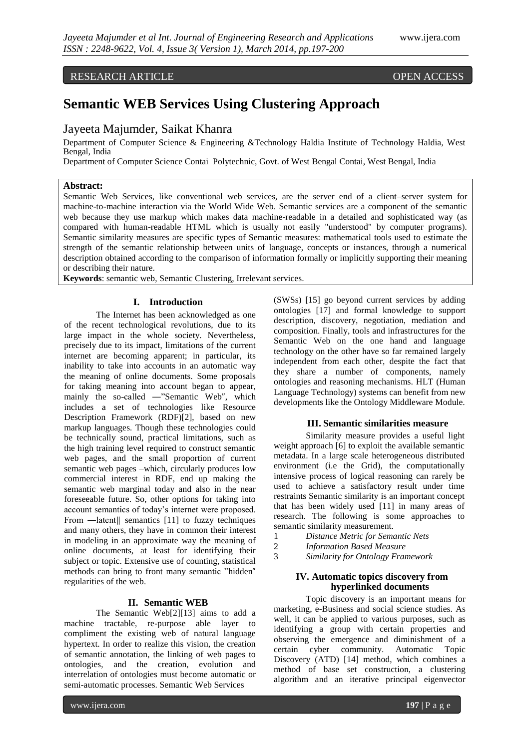RESEARCH ARTICLE OPEN ACCESS

# Semantic WEB Services Using Clustering Approach

Jayeeta Majumder, Saikat Khanra

Department of Computer Science & Engineering &Technology Haldia Institute of Technology Haldia, West Bengal, India

Department of Computer Science Contai Polytechnic, Govt. of West Bengal Contai, West Bengal, India

**Abstract:**
Semantic Web Services, like conventional web services, are the server end of a client–server system for machine-to-machine interaction via the World Wide Web. Semantic services are a component of the semantic web because they use markup which makes data machine-readable in a detailed and sophisticated way (as compared with human-readable HTML which is usually not easily "understood" by computer programs). Semantic similarity measures are specific types of Semantic measures: mathematical tools used to estimate the strength of the semantic relationship between units of language, concepts or instances, through a numerical description obtained according to the comparison of information formally or implicitly supporting their meaning or describing their nature.

**Keywords**: semantic web, Semantic Clustering, Irrelevant services.

## I. Introduction

The Internet has been acknowledged as one of the recent technological revolutions, due to its large impact in the whole society. Nevertheless, precisely due to its impact, limitations of the current internet are becoming apparent; in particular, its inability to take into accounts in an automatic way the meaning of online documents. Some proposals for taking meaning into account began to appear, mainly the so-called ―"Semantic Web", which includes a set of technologies like Resource Description Framework (RDF)[2], based on new markup languages. Though these technologies could be technically sound, practical limitations, such as the high training level required to construct semantic web pages, and the small proportion of current semantic web pages –which, circularly produces low commercial interest in RDF, end up making the semantic web marginal today and also in the near foreseeable future. So, other options for taking into account semantics of today's internet were proposed. From ―latent‖ semantics [11] to fuzzy techniques and many others, they have in common their interest in modeling in an approximate way the meaning of online documents, at least for identifying their subject or topic. Extensive use of counting, statistical methods can bring to front many semantic "hidden" regularities of the web.

## II. Semantic WEB

The Semantic Web[2][13] aims to add a machine tractable, re-purpose able layer to compliment the existing web of natural language hypertext. In order to realize this vision, the creation of semantic annotation, the linking of web pages to ontologies, and the creation, evolution and interrelation of ontologies must become automatic or semi-automatic processes. Semantic Web Services (SWSs) [15] go beyond current services by adding ontologies [17] and formal knowledge to support description, discovery, negotiation, mediation and composition. Finally, tools and infrastructures for the Semantic Web on the one hand and language technology on the other have so far remained largely independent from each other, despite the fact that they share a number of components, namely ontologies and reasoning mechanisms. HLT (Human Language Technology) systems can benefit from new developments like the Ontology Middleware Module.

## III. Semantic similarities measure

Similarity measure provides a useful light weight approach [6] to exploit the available semantic metadata. In a large scale heterogeneous distributed environment (i.e the Grid), the computationally intensive process of logical reasoning can rarely be used to achieve a satisfactory result under time restraints Semantic similarity is an important concept that has been widely used [11] in many areas of research. The following is some approaches to semantic similarity measurement.

1 *Distance Metric for Semantic Nets*
2 *Information Based Measure*
3 *Similarity for Ontology Framework*

## IV. Automatic topics discovery from hyperlinked documents

Topic discovery is an important means for marketing, e-Business and social science studies. As well, it can be applied to various purposes, such as identifying a group with certain properties and observing the emergence and diminishment of a certain cyber community. Automatic Topic Discovery (ATD) [14] method, which combines a method of base set construction, a clustering algorithm and an iterative principal eigenvector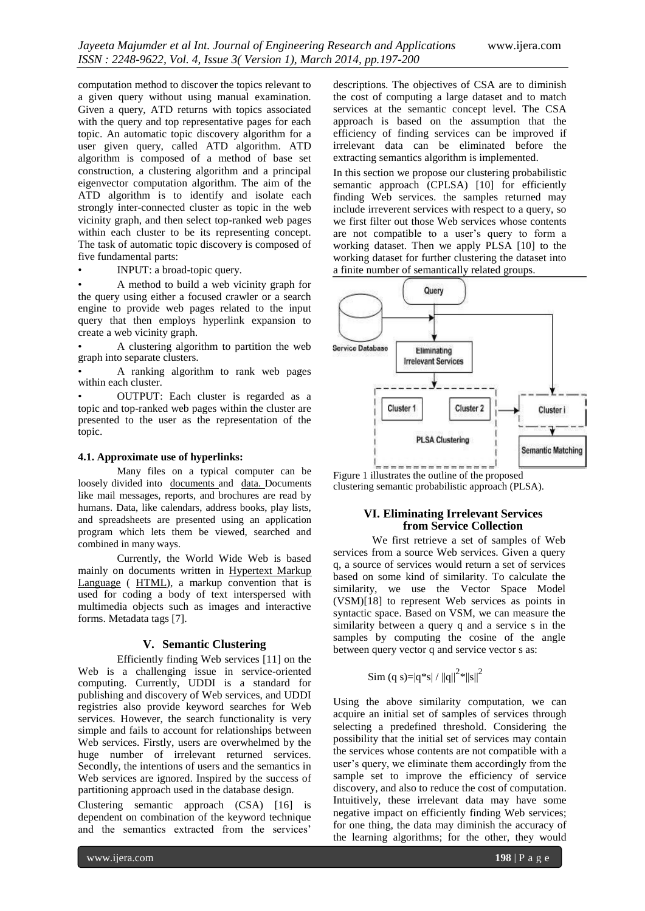computation method to discover the topics relevant to a given query without using manual examination. Given a query, ATD returns with topics associated with the query and top representative pages for each topic. An automatic topic discovery algorithm for a user given query, called ATD algorithm. ATD algorithm is composed of a method of base set construction, a clustering algorithm and a principal eigenvector computation algorithm. The aim of the ATD algorithm is to identify and isolate each strongly inter-connected cluster as topic in the web vicinity graph, and then select top-ranked web pages within each cluster to be its representing concept. The task of automatic topic discovery is composed of five fundamental parts:

- INPUT: a broad-topic query.
- A method to build a web vicinity graph for the query using either a focused crawler or a search engine to provide web pages related to the input query that then employs hyperlink expansion to create a web vicinity graph.
- A clustering algorithm to partition the web graph into separate clusters.
- A ranking algorithm to rank web pages within each cluster.
- OUTPUT: Each cluster is regarded as a topic and top-ranked web pages within the cluster are presented to the user as the representation of the topic.

#### 4.1. Approximate use of hyperlinks:

Many files on a typical computer can be loosely divided into documents and data. Documents like mail messages, reports, and brochures are read by humans. Data, like calendars, address books, play lists, and spreadsheets are presented using an application program which lets them be viewed, searched and combined in many ways.

Currently, the World Wide Web is based mainly on documents written in Hypertext Markup Language ( HTML), a markup convention that is used for coding a body of text interspersed with multimedia objects such as images and interactive forms. Metadata tags [7].

## V. Semantic Clustering

Efficiently finding Web services [11] on the Web is a challenging issue in service-oriented computing. Currently, UDDI is a standard for publishing and discovery of Web services, and UDDI registries also provide keyword searches for Web services. However, the search functionality is very simple and fails to account for relationships between Web services. Firstly, users are overwhelmed by the huge number of irrelevant returned services. Secondly, the intentions of users and the semantics in Web services are ignored. Inspired by the success of partitioning approach used in the database design.

Clustering semantic approach (CSA) [16] is dependent on combination of the keyword technique and the semantics extracted from the services' descriptions. The objectives of CSA are to diminish the cost of computing a large dataset and to match services at the semantic concept level. The CSA approach is based on the assumption that the efficiency of finding services can be improved if irrelevant data can be eliminated before the extracting semantics algorithm is implemented.

In this section we propose our clustering probabilistic semantic approach (CPLSA) [10] for efficiently finding Web services. the samples returned may include irreverent services with respect to a query, so we first filter out those Web services whose contents are not compatible to a user's query to form a working dataset. Then we apply PLSA [10] to the working dataset for further clustering the dataset into a finite number of semantically related groups.

Figure 1 illustrates the outline of the proposed clustering semantic probabilistic approach (PLSA).

## VI. Eliminating Irrelevant Services from Service Collection

We first retrieve a set of samples of Web services from a source Web services. Given a query q, a source of services would return a set of services based on some kind of similarity. To calculate the similarity, we use the Vector Space Model (VSM)[18] to represent Web services as points in syntactic space. Based on VSM, we can measure the similarity between a query q and a service s in the samples by computing the cosine of the angle between query vector q and service vector s as:

$$\text{Sim}(q\ s) = |q*s| / ||q||^2 * ||s||^2$$

Using the above similarity computation, we can acquire an initial set of samples of services through selecting a predefined threshold. Considering the possibility that the initial set of services may contain the services whose contents are not compatible with a user's query, we eliminate them accordingly from the sample set to improve the efficiency of service discovery, and also to reduce the cost of computation. Intuitively, these irrelevant data may have some negative impact on efficiently finding Web services; for one thing, the data may diminish the accuracy of the learning algorithms; for the other, they would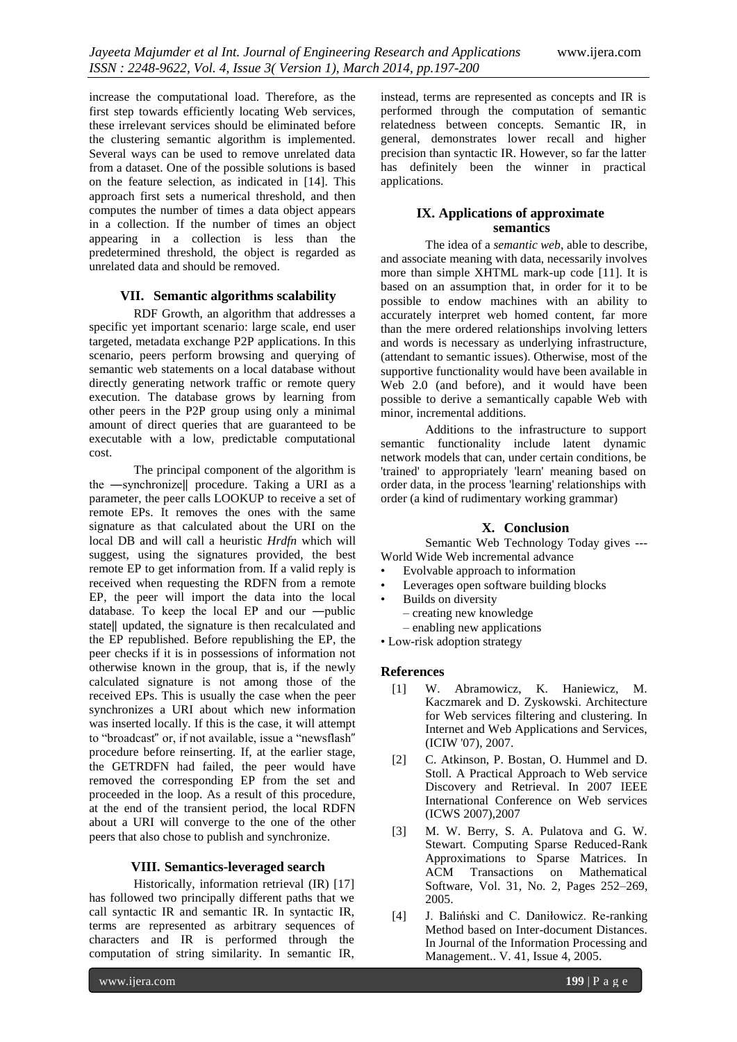increase the computational load. Therefore, as the first step towards efficiently locating Web services, these irrelevant services should be eliminated before the clustering semantic algorithm is implemented. Several ways can be used to remove unrelated data from a dataset. One of the possible solutions is based on the feature selection, as indicated in [14]. This approach first sets a numerical threshold, and then computes the number of times a data object appears in a collection. If the number of times an object appearing in a collection is less than the predetermined threshold, the object is regarded as unrelated data and should be removed.

## VII. Semantic algorithms scalability

RDF Growth, an algorithm that addresses a specific yet important scenario: large scale, end user targeted, metadata exchange P2P applications. In this scenario, peers perform browsing and querying of semantic web statements on a local database without directly generating network traffic or remote query execution. The database grows by learning from other peers in the P2P group using only a minimal amount of direct queries that are guaranteed to be executable with a low, predictable computational cost.

The principal component of the algorithm is the ―synchronize‖ procedure. Taking a URI as a parameter, the peer calls LOOKUP to receive a set of remote EPs. It removes the ones with the same signature as that calculated about the URI on the local DB and will call a heuristic *Hrdfn* which will suggest, using the signatures provided, the best remote EP to get information from. If a valid reply is received when requesting the RDFN from a remote EP, the peer will import the data into the local database. To keep the local EP and our ―public state‖ updated, the signature is then recalculated and the EP republished. Before republishing the EP, the peer checks if it is in possessions of information not otherwise known in the group, that is, if the newly calculated signature is not among those of the received EPs. This is usually the case when the peer synchronizes a URI about which new information was inserted locally. If this is the case, it will attempt to "broadcast" or, if not available, issue a "newsflash" procedure before reinserting. If, at the earlier stage, the GETRDFN had failed, the peer would have removed the corresponding EP from the set and proceeded in the loop. As a result of this procedure, at the end of the transient period, the local RDFN about a URI will converge to the one of the other peers that also chose to publish and synchronize.

## VIII. Semantics-leveraged search

Historically, information retrieval (IR) [17] has followed two principally different paths that we call syntactic IR and semantic IR. In syntactic IR, terms are represented as arbitrary sequences of characters and IR is performed through the computation of string similarity. In semantic IR, instead, terms are represented as concepts and IR is performed through the computation of semantic relatedness between concepts. Semantic IR, in general, demonstrates lower recall and higher precision than syntactic IR. However, so far the latter has definitely been the winner in practical applications.

## IX. Applications of approximate semantics

The idea of a *semantic web*, able to describe, and associate meaning with data, necessarily involves more than simple XHTML mark-up code [11]. It is based on an assumption that, in order for it to be possible to endow machines with an ability to accurately interpret web homed content, far more than the mere ordered relationships involving letters and words is necessary as underlying infrastructure, (attendant to semantic issues). Otherwise, most of the supportive functionality would have been available in Web 2.0 (and before), and it would have been possible to derive a semantically capable Web with minor, incremental additions.

Additions to the infrastructure to support semantic functionality include latent dynamic network models that can, under certain conditions, be 'trained' to appropriately 'learn' meaning based on order data, in the process 'learning' relationships with order (a kind of rudimentary working grammar)

## X. Conclusion

Semantic Web Technology Today gives --- World Wide Web incremental advance

- Evolvable approach to information
- Leverages open software building blocks
- Builds on diversity
  - – creating new knowledge
  - – enabling new applications
- Low-risk adoption strategy

## References

[1] W. Abramowicz, K. Haniewicz, M. Kaczmarek and D. Zyskowski. Architecture for Web services filtering and clustering. In Internet and Web Applications and Services, (ICIW '07), 2007.

[2] C. Atkinson, P. Bostan, O. Hummel and D. Stoll. A Practical Approach to Web service Discovery and Retrieval. In 2007 IEEE International Conference on Web services (ICWS 2007),2007

[3] M. W. Berry, S. A. Pulatova and G. W. Stewart. Computing Sparse Reduced-Rank Approximations to Sparse Matrices. In ACM Transactions on Mathematical Software, Vol. 31, No. 2, Pages 252–269, 2005.

[4] J. Baliński and C. Daniłowicz. Re-ranking Method based on Inter-document Distances. In Journal of the Information Processing and Management.. V. 41, Issue 4, 2005.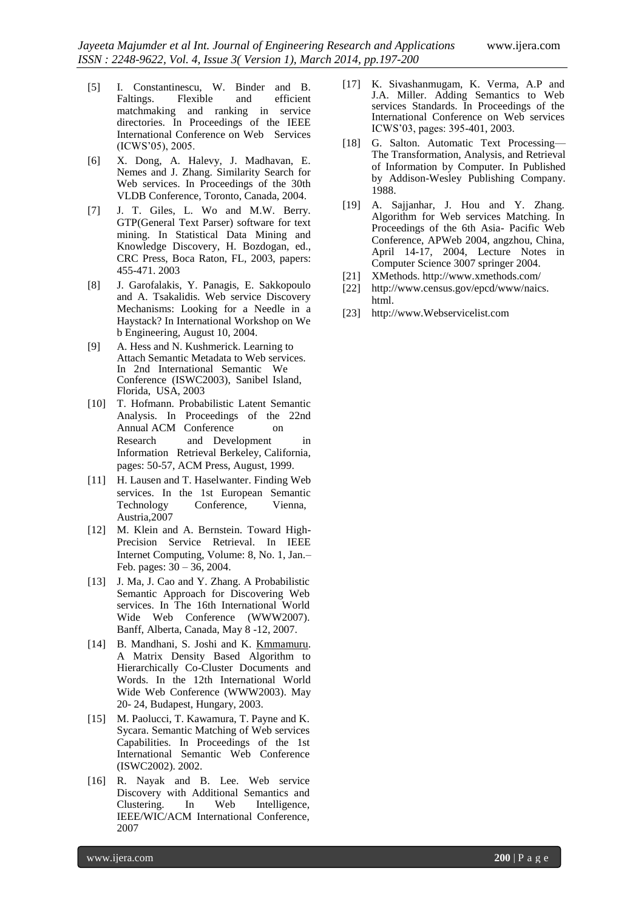[5] I. Constantinescu, W. Binder and B. Faltings. Flexible and efficient matchmaking and ranking in service directories. In Proceedings of the IEEE International Conference on Web Services (ICWS'05), 2005.

[6] X. Dong, A. Halevy, J. Madhavan, E. Nemes and J. Zhang. Similarity Search for Web services. In Proceedings of the 30th VLDB Conference, Toronto, Canada, 2004.

[7] J. T. Giles, L. Wo and M.W. Berry. GTP(General Text Parser) software for text mining. In Statistical Data Mining and Knowledge Discovery, H. Bozdogan, ed., CRC Press, Boca Raton, FL, 2003, papers: 455-471. 2003

[8] J. Garofalakis, Y. Panagis, E. Sakkopoulo and A. Tsakalidis. Web service Discovery Mechanisms: Looking for a Needle in a Haystack? In International Workshop on We b Engineering, August 10, 2004.

[9] A. Hess and N. Kushmerick. Learning to Attach Semantic Metadata to Web services. In 2nd International Semantic We Conference (ISWC2003), Sanibel Island, Florida, USA, 2003

[10] T. Hofmann. Probabilistic Latent Semantic Analysis. In Proceedings of the 22nd Annual ACM Conference on Research and Development in Information Retrieval Berkeley, California, pages: 50-57, ACM Press, August, 1999.

[11] H. Lausen and T. Haselwanter. Finding Web services. In the 1st European Semantic Technology Conference, Vienna, Austria,2007

[12] M. Klein and A. Bernstein. Toward High-Precision Service Retrieval. In IEEE Internet Computing, Volume: 8, No. 1, Jan.–Feb. pages: 30 – 36, 2004.

[13] J. Ma, J. Cao and Y. Zhang. A Probabilistic Semantic Approach for Discovering Web services. In The 16th International World Wide Web Conference (WWW2007). Banff, Alberta, Canada, May 8 -12, 2007.

[14] B. Mandhani, S. Joshi and K. Kmmamuru. A Matrix Density Based Algorithm to Hierarchically Co-Cluster Documents and Words. In the 12th International World Wide Web Conference (WWW2003). May 20- 24, Budapest, Hungary, 2003.

[15] M. Paolucci, T. Kawamura, T. Payne and K. Sycara. Semantic Matching of Web services Capabilities. In Proceedings of the 1st International Semantic Web Conference (ISWC2002). 2002.

[16] R. Nayak and B. Lee. Web service Discovery with Additional Semantics and Clustering. In Web Intelligence, IEEE/WIC/ACM International Conference, 2007

[17] K. Sivashanmugam, K. Verma, A.P and J.A. Miller. Adding Semantics to Web services Standards. In Proceedings of the International Conference on Web services ICWS'03, pages: 395-401, 2003.

[18] G. Salton. Automatic Text Processing—The Transformation, Analysis, and Retrieval of Information by Computer. In Published by Addison-Wesley Publishing Company. 1988.

[19] A. Sajjanhar, J. Hou and Y. Zhang. Algorithm for Web services Matching. In Proceedings of the 6th Asia- Pacific Web Conference, APWeb 2004, angzhou, China, April 14-17, 2004, Lecture Notes in Computer Science 3007 springer 2004.

[21] XMethods. http://www.xmethods.com/

[22] http://www.census.gov/epcd/www/naics.html.

[23] http://www.Webservicelist.com